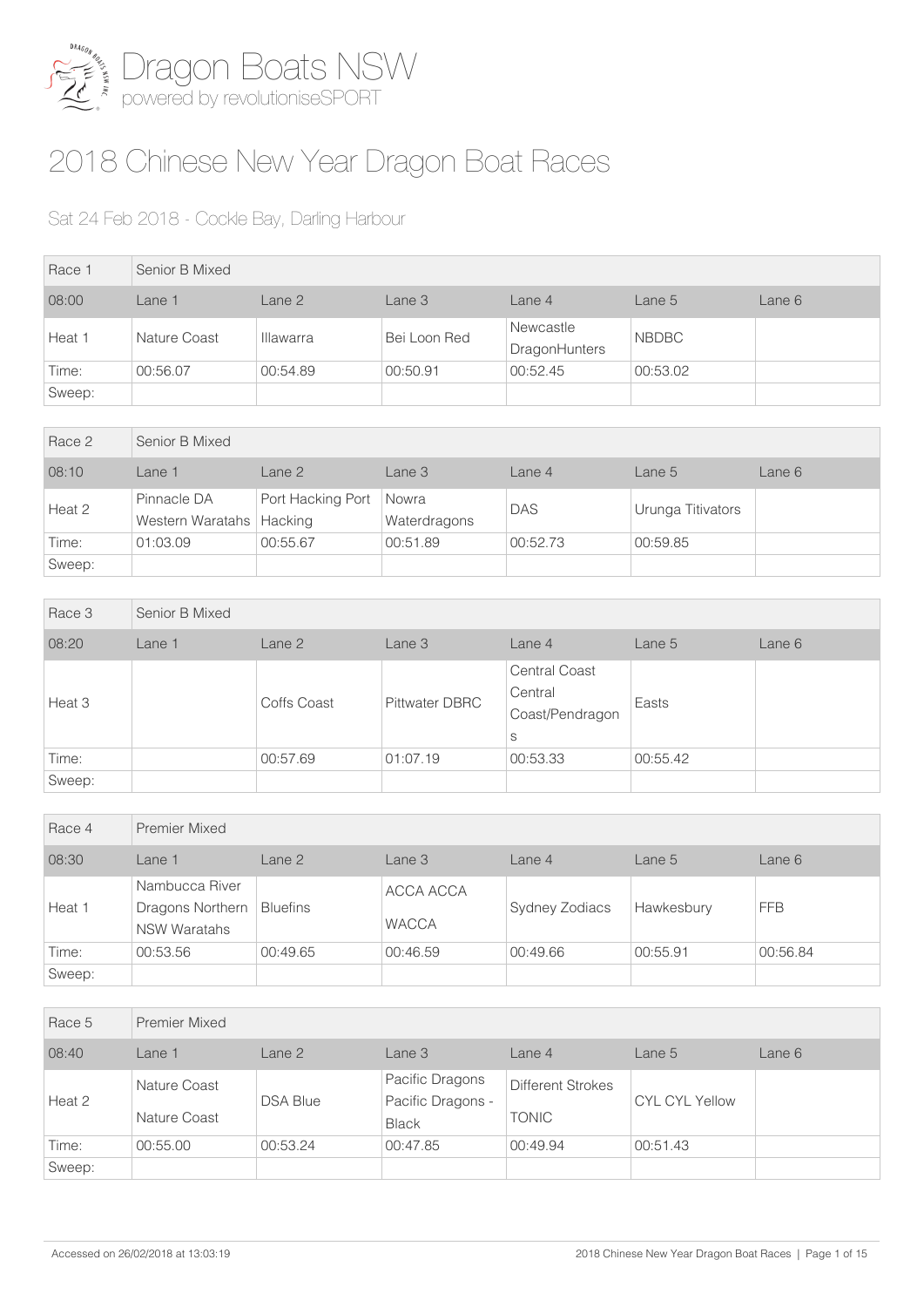# Dragon Boats NSW

powered by revolutioniseSPORT

## 2018 Chinese New Year Dragon Boat Races

### Sat 24 Feb 2018 - Cockle Bay, Darling Harbour

| Race 1 | Senior B Mixed | | | | | |
|---|---|---|---|---|---|---|
| 08:00 | Lane 1 | Lane 2 | Lane 3 | Lane 4 | Lane 5 | Lane 6 |
| Heat 1 | Nature Coast | Illawarra | Bei Loon Red | Newcastle DragonHunters | NBDBC | |
| Time: | 00:56.07 | 00:54.89 | 00:50.91 | 00:52.45 | 00:53.02 | |
| Sweep: | | | | | | |

| Race 2 | Senior B Mixed | | | | | |
|---|---|---|---|---|---|---|
| 08:10 | Lane 1 | Lane 2 | Lane 3 | Lane 4 | Lane 5 | Lane 6 |
| Heat 2 | Pinnacle DA Western Waratahs | Port Hacking Port Hacking | Nowra Waterdragons | DAS | Urunga Titivators | |
| Time: | 01:03.09 | 00:55.67 | 00:51.89 | 00:52.73 | 00:59.85 | |
| Sweep: | | | | | | |

| Race 3 | Senior B Mixed | | | | | |
|---|---|---|---|---|---|---|
| 08:20 | Lane 1 | Lane 2 | Lane 3 | Lane 4 | Lane 5 | Lane 6 |
| Heat 3 | | Coffs Coast | Pittwater DBRC | Central Coast Central Coast/Pendragons | Easts | |
| Time: | | 00:57.69 | 01:07.19 | 00:53.33 | 00:55.42 | |
| Sweep: | | | | | | |

| Race 4 | Premier Mixed | | | | | |
|---|---|---|---|---|---|---|
| 08:30 | Lane 1 | Lane 2 | Lane 3 | Lane 4 | Lane 5 | Lane 6 |
| Heat 1 | Nambucca River Dragons Northern NSW Waratahs | Bluefins | ACCA ACCA WACCA | Sydney Zodiacs | Hawkesbury | FFB |
| Time: | 00:53.56 | 00:49.65 | 00:46.59 | 00:49.66 | 00:55.91 | 00:56.84 |
| Sweep: | | | | | | |

| Race 5 | Premier Mixed | | | | | |
|---|---|---|---|---|---|---|
| 08:40 | Lane 1 | Lane 2 | Lane 3 | Lane 4 | Lane 5 | Lane 6 |
| Heat 2 | Nature Coast Nature Coast | DSA Blue | Pacific Dragons Pacific Dragons - Black | Different Strokes TONIC | CYL CYL Yellow | |
| Time: | 00:55.00 | 00:53.24 | 00:47.85 | 00:49.94 | 00:51.43 | |
| Sweep: | | | | | | |

Accessed on 26/02/2018 at 13:03:19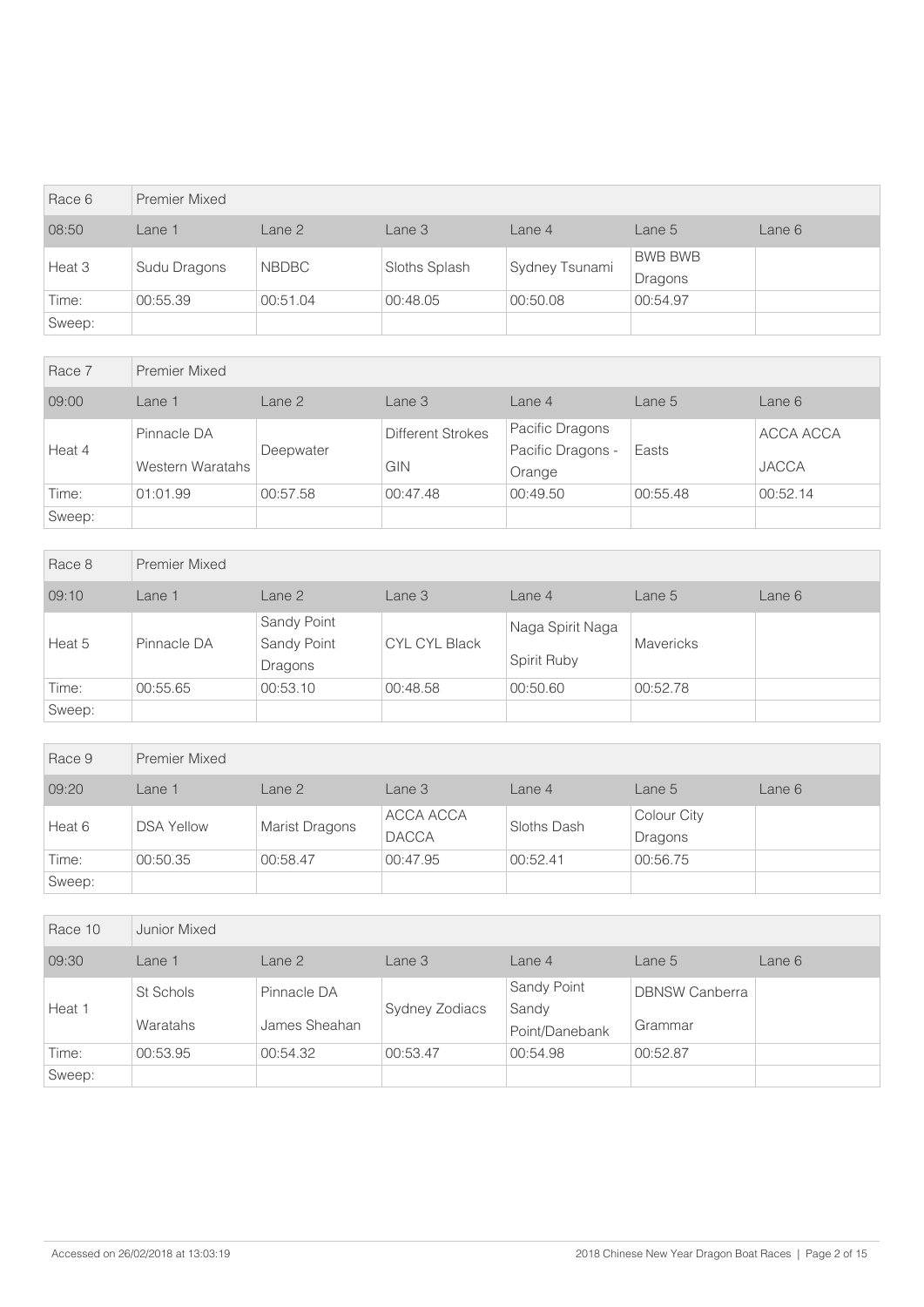| Race 6 | Premier Mixed | | | | | |
|---|---|---|---|---|---|---|
| 08:50 | Lane 1 | Lane 2 | Lane 3 | Lane 4 | Lane 5 | Lane 6 |
| Heat 3 | Sudu Dragons | NBDBC | Sloths Splash | Sydney Tsunami | BWB BWB Dragons | |
| Time: | 00:55.39 | 00:51.04 | 00:48.05 | 00:50.08 | 00:54.97 | |
| Sweep: | | | | | | |

| Race 7 | Premier Mixed | | | | | |
|---|---|---|---|---|---|---|
| 09:00 | Lane 1 | Lane 2 | Lane 3 | Lane 4 | Lane 5 | Lane 6 |
| Heat 4 | Pinnacle DA Western Waratahs | Deepwater | Different Strokes GIN | Pacific Dragons Pacific Dragons - Orange | Easts | ACCA ACCA JACCA |
| Time: | 01:01.99 | 00:57.58 | 00:47.48 | 00:49.50 | 00:55.48 | 00:52.14 |
| Sweep: | | | | | | |

| Race 8 | Premier Mixed | | | | | |
|---|---|---|---|---|---|---|
| 09:10 | Lane 1 | Lane 2 | Lane 3 | Lane 4 | Lane 5 | Lane 6 |
| Heat 5 | Pinnacle DA | Sandy Point Sandy Point Dragons | CYL CYL Black | Naga Spirit Naga Spirit Ruby | Mavericks | |
| Time: | 00:55.65 | 00:53.10 | 00:48.58 | 00:50.60 | 00:52.78 | |
| Sweep: | | | | | | |

| Race 9 | Premier Mixed | | | | | |
|---|---|---|---|---|---|---|
| 09:20 | Lane 1 | Lane 2 | Lane 3 | Lane 4 | Lane 5 | Lane 6 |
| Heat 6 | DSA Yellow | Marist Dragons | ACCA ACCA DACCA | Sloths Dash | Colour City Dragons | |
| Time: | 00:50.35 | 00:58.47 | 00:47.95 | 00:52.41 | 00:56.75 | |
| Sweep: | | | | | | |

| Race 10 | Junior Mixed | | | | | |
|---|---|---|---|---|---|---|
| 09:30 | Lane 1 | Lane 2 | Lane 3 | Lane 4 | Lane 5 | Lane 6 |
| Heat 1 | St Schols Waratahs | Pinnacle DA James Sheahan | Sydney Zodiacs | Sandy Point Sandy Point/Danebank | DBNSW Canberra Grammar | |
| Time: | 00:53.95 | 00:54.32 | 00:53.47 | 00:54.98 | 00:52.87 | |
| Sweep: | | | | | | |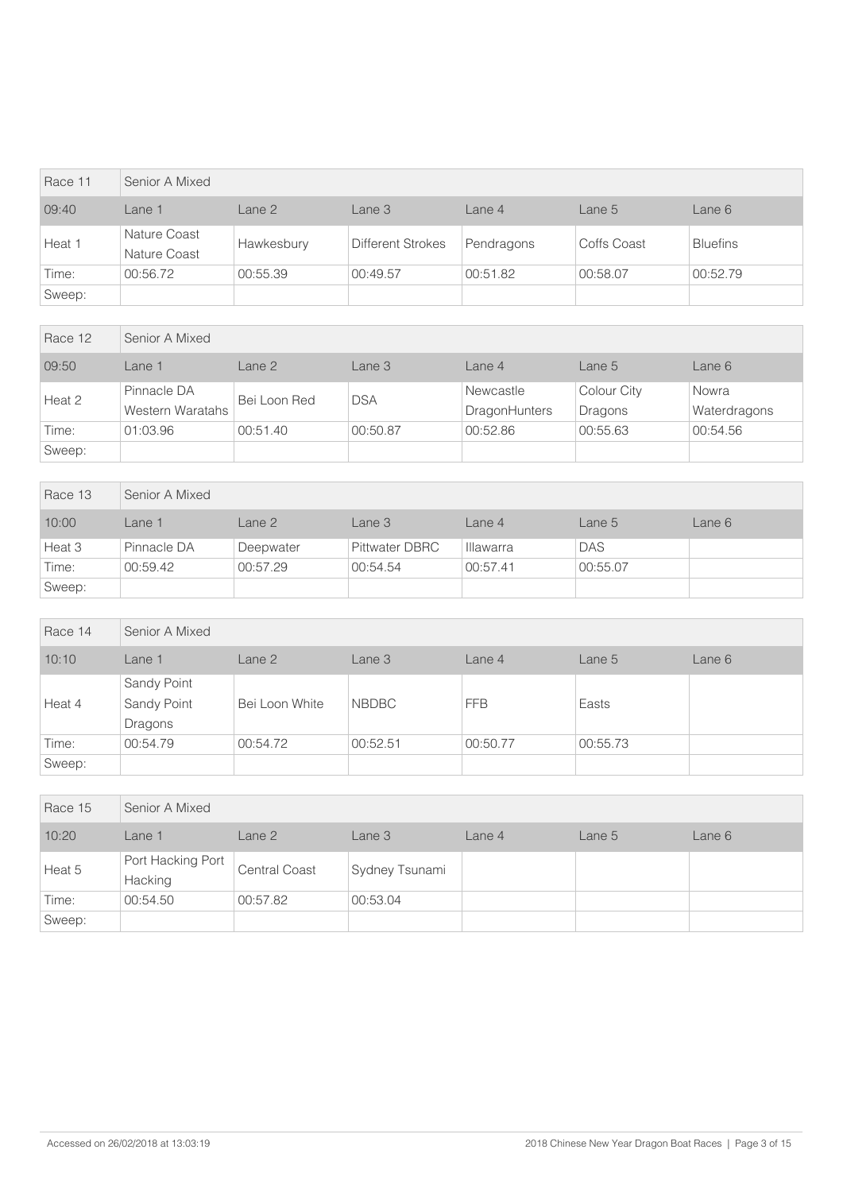| Race 11 | Senior A Mixed | | | | | |
|---|---|---|---|---|---|---|
| 09:40 | Lane 1 | Lane 2 | Lane 3 | Lane 4 | Lane 5 | Lane 6 |
| Heat 1 | Nature Coast Nature Coast | Hawkesbury | Different Strokes | Pendragons | Coffs Coast | Bluefins |
| Time: | 00:56.72 | 00:55.39 | 00:49.57 | 00:51.82 | 00:58.07 | 00:52.79 |
| Sweep: | | | | | | |

| Race 12 | Senior A Mixed | | | | | |
|---|---|---|---|---|---|---|
| 09:50 | Lane 1 | Lane 2 | Lane 3 | Lane 4 | Lane 5 | Lane 6 |
| Heat 2 | Pinnacle DA Western Waratahs | Bei Loon Red | DSA | Newcastle DragonHunters | Colour City Dragons | Nowra Waterdragons |
| Time: | 01:03.96 | 00:51.40 | 00:50.87 | 00:52.86 | 00:55.63 | 00:54.56 |
| Sweep: | | | | | | |

| Race 13 | Senior A Mixed | | | | | |
|---|---|---|---|---|---|---|
| 10:00 | Lane 1 | Lane 2 | Lane 3 | Lane 4 | Lane 5 | Lane 6 |
| Heat 3 | Pinnacle DA | Deepwater | Pittwater DBRC | Illawarra | DAS | |
| Time: | 00:59.42 | 00:57.29 | 00:54.54 | 00:57.41 | 00:55.07 | |
| Sweep: | | | | | | |

| Race 14 | Senior A Mixed | | | | | |
|---|---|---|---|---|---|---|
| 10:10 | Lane 1 | Lane 2 | Lane 3 | Lane 4 | Lane 5 | Lane 6 |
| Heat 4 | Sandy Point Sandy Point Dragons | Bei Loon White | NBDBC | FFB | Easts | |
| Time: | 00:54.79 | 00:54.72 | 00:52.51 | 00:50.77 | 00:55.73 | |
| Sweep: | | | | | | |

| Race 15 | Senior A Mixed | | | | | |
|---|---|---|---|---|---|---|
| 10:20 | Lane 1 | Lane 2 | Lane 3 | Lane 4 | Lane 5 | Lane 6 |
| Heat 5 | Port Hacking Port Hacking | Central Coast | Sydney Tsunami | | | |
| Time: | 00:54.50 | 00:57.82 | 00:53.04 | | | |
| Sweep: | | | | | | |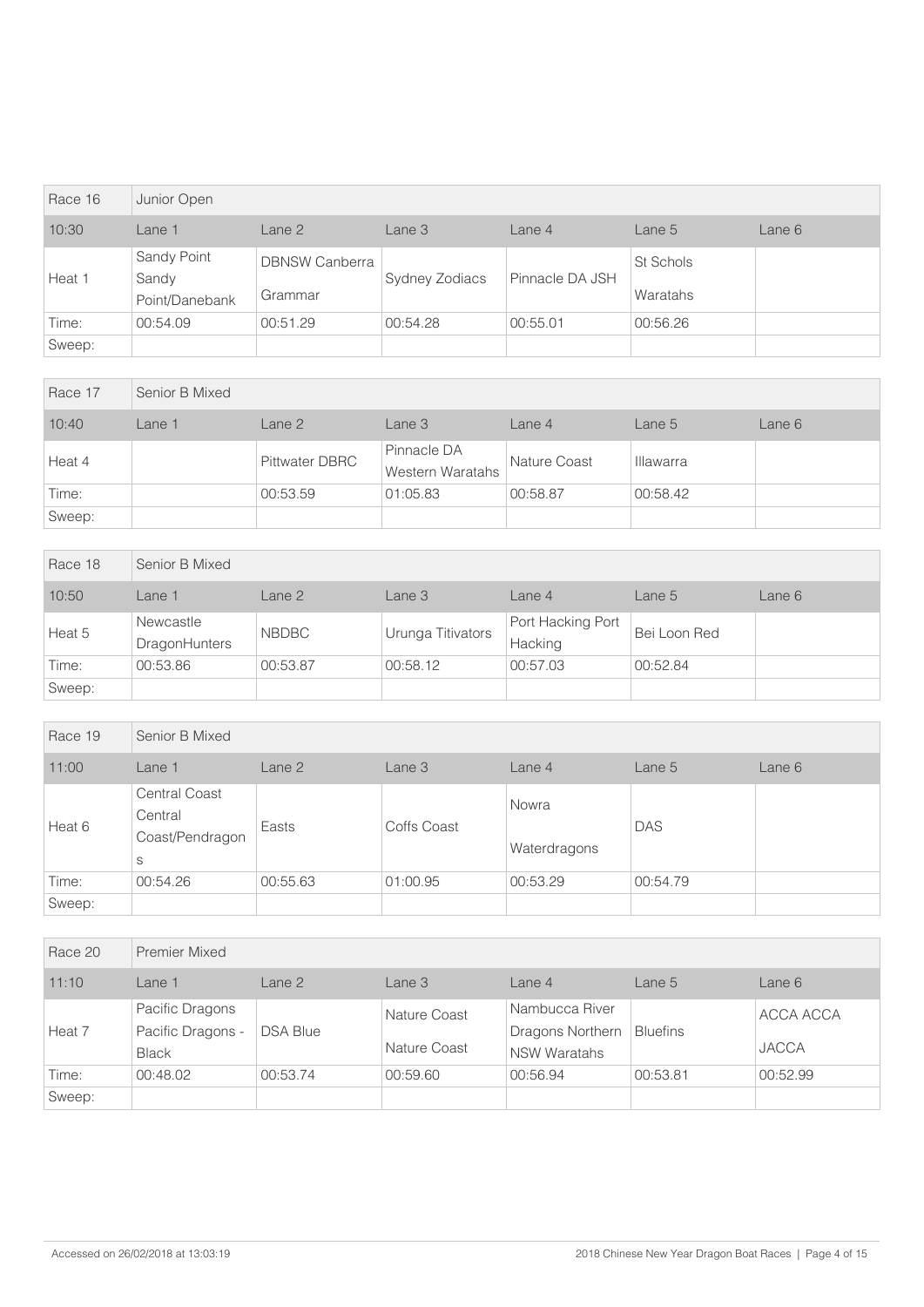| Race 16 | Junior Open | | | | | |
|---|---|---|---|---|---|---|
| 10:30 | Lane 1 | Lane 2 | Lane 3 | Lane 4 | Lane 5 | Lane 6 |
| Heat 1 | Sandy Point Sandy Point/Danebank | DBNSW Canberra Grammar | Sydney Zodiacs | Pinnacle DA JSH | St Schols Waratahs | |
| Time: | 00:54.09 | 00:51.29 | 00:54.28 | 00:55.01 | 00:56.26 | |
| Sweep: | | | | | | |

| Race 17 | Senior B Mixed | | | | | |
|---|---|---|---|---|---|---|
| 10:40 | Lane 1 | Lane 2 | Lane 3 | Lane 4 | Lane 5 | Lane 6 |
| Heat 4 | | Pittwater DBRC | Pinnacle DA Western Waratahs | Nature Coast | Illawarra | |
| Time: | | 00:53.59 | 01:05.83 | 00:58.87 | 00:58.42 | |
| Sweep: | | | | | | |

| Race 18 | Senior B Mixed | | | | | |
|---|---|---|---|---|---|---|
| 10:50 | Lane 1 | Lane 2 | Lane 3 | Lane 4 | Lane 5 | Lane 6 |
| Heat 5 | Newcastle DragonHunters | NBDBC | Urunga Titivators | Port Hacking Port Hacking | Bei Loon Red | |
| Time: | 00:53.86 | 00:53.87 | 00:58.12 | 00:57.03 | 00:52.84 | |
| Sweep: | | | | | | |

| Race 19 | Senior B Mixed | | | | | |
|---|---|---|---|---|---|---|
| 11:00 | Lane 1 | Lane 2 | Lane 3 | Lane 4 | Lane 5 | Lane 6 |
| Heat 6 | Central Coast Central Coast/Pendragons | Easts | Coffs Coast | Nowra Waterdragons | DAS | |
| Time: | 00:54.26 | 00:55.63 | 01:00.95 | 00:53.29 | 00:54.79 | |
| Sweep: | | | | | | |

| Race 20 | Premier Mixed | | | | | |
|---|---|---|---|---|---|---|
| 11:10 | Lane 1 | Lane 2 | Lane 3 | Lane 4 | Lane 5 | Lane 6 |
| Heat 7 | Pacific Dragons Pacific Dragons - Black | DSA Blue | Nature Coast Nature Coast | Nambucca River Dragons Northern NSW Waratahs | Bluefins | ACCA ACCA JACCA |
| Time: | 00:48.02 | 00:53.74 | 00:59.60 | 00:56.94 | 00:53.81 | 00:52.99 |
| Sweep: | | | | | | |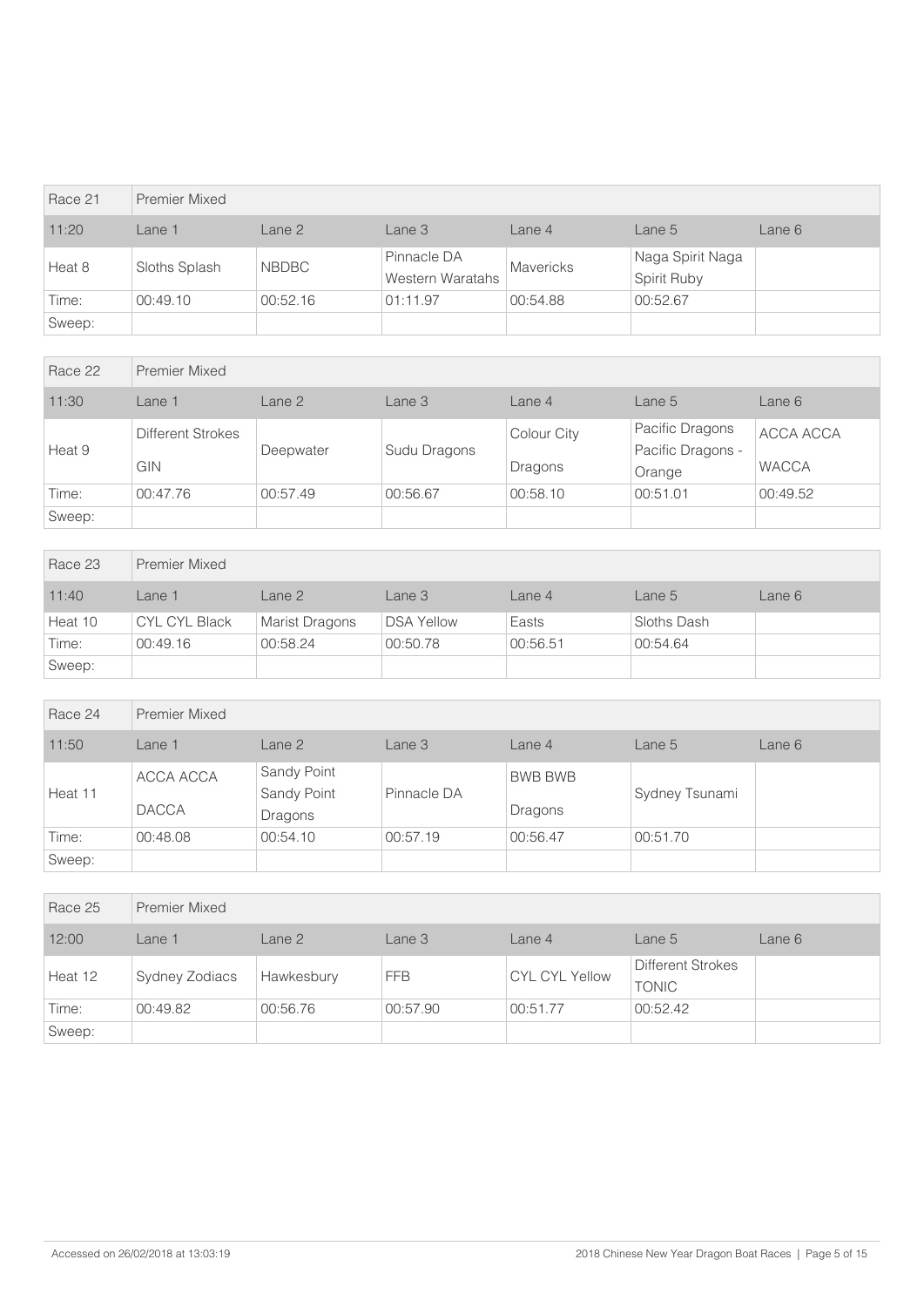| Race 21 | Premier Mixed | | | | | |
|---|---|---|---|---|---|---|
| 11:20 | Lane 1 | Lane 2 | Lane 3 | Lane 4 | Lane 5 | Lane 6 |
| Heat 8 | Sloths Splash | NBDBC | Pinnacle DA Western Waratahs | Mavericks | Naga Spirit Naga Spirit Ruby | |
| Time: | 00:49.10 | 00:52.16 | 01:11.97 | 00:54.88 | 00:52.67 | |
| Sweep: | | | | | | |

| Race 22 | Premier Mixed | | | | | |
|---|---|---|---|---|---|---|
| 11:30 | Lane 1 | Lane 2 | Lane 3 | Lane 4 | Lane 5 | Lane 6 |
| Heat 9 | Different Strokes GIN | Deepwater | Sudu Dragons | Colour City Dragons | Pacific Dragons Pacific Dragons - Orange | ACCA ACCA WACCA |
| Time: | 00:47.76 | 00:57.49 | 00:56.67 | 00:58.10 | 00:51.01 | 00:49.52 |
| Sweep: | | | | | | |

| Race 23 | Premier Mixed | | | | | |
|---|---|---|---|---|---|---|
| 11:40 | Lane 1 | Lane 2 | Lane 3 | Lane 4 | Lane 5 | Lane 6 |
| Heat 10 | CYL CYL Black | Marist Dragons | DSA Yellow | Easts | Sloths Dash | |
| Time: | 00:49.16 | 00:58.24 | 00:50.78 | 00:56.51 | 00:54.64 | |
| Sweep: | | | | | | |

| Race 24 | Premier Mixed | | | | | |
|---|---|---|---|---|---|---|
| 11:50 | Lane 1 | Lane 2 | Lane 3 | Lane 4 | Lane 5 | Lane 6 |
| Heat 11 | ACCA ACCA DACCA | Sandy Point Sandy Point Dragons | Pinnacle DA | BWB BWB Dragons | Sydney Tsunami | |
| Time: | 00:48.08 | 00:54.10 | 00:57.19 | 00:56.47 | 00:51.70 | |
| Sweep: | | | | | | |

| Race 25 | Premier Mixed | | | | | |
|---|---|---|---|---|---|---|
| 12:00 | Lane 1 | Lane 2 | Lane 3 | Lane 4 | Lane 5 | Lane 6 |
| Heat 12 | Sydney Zodiacs | Hawkesbury | FFB | CYL CYL Yellow | Different Strokes TONIC | |
| Time: | 00:49.82 | 00:56.76 | 00:57.90 | 00:51.77 | 00:52.42 | |
| Sweep: | | | | | | |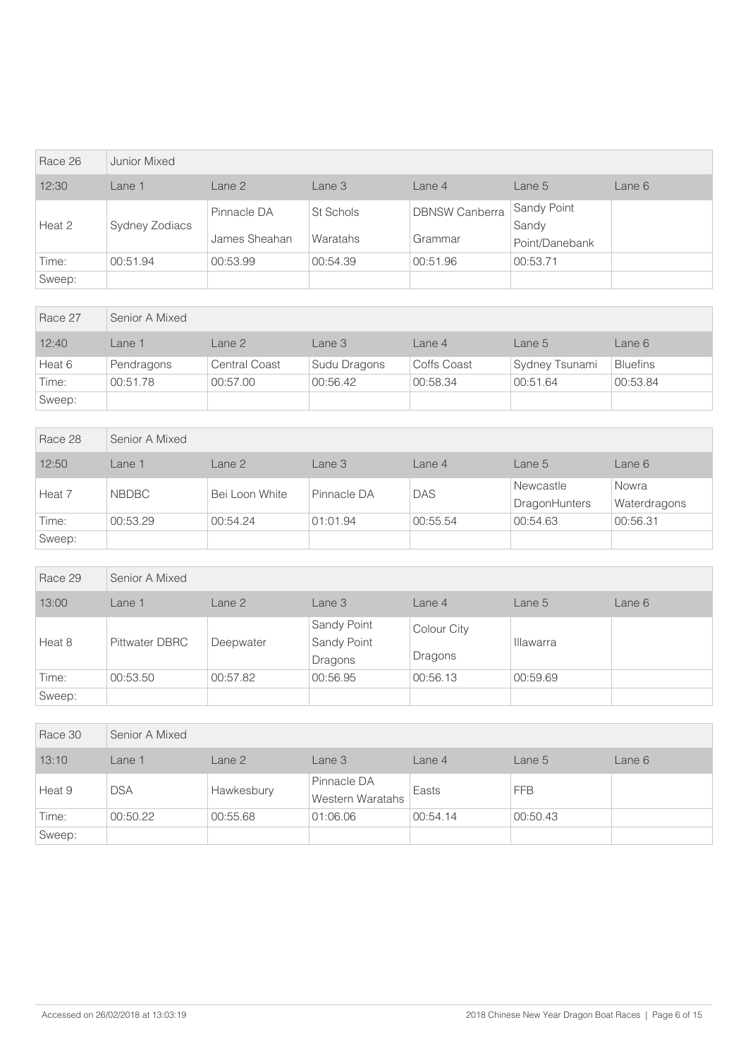| Race 26 | Junior Mixed | | | | | |
|---|---|---|---|---|---|---|
| 12:30 | Lane 1 | Lane 2 | Lane 3 | Lane 4 | Lane 5 | Lane 6 |
| Heat 2 | Sydney Zodiacs | Pinnacle DA James Sheahan | St Schols Waratahs | DBNSW Canberra Grammar | Sandy Point Sandy Point/Danebank | |
| Time: | 00:51.94 | 00:53.99 | 00:54.39 | 00:51.96 | 00:53.71 | |
| Sweep: | | | | | | |

| Race 27 | Senior A Mixed | | | | | |
|---|---|---|---|---|---|---|
| 12:40 | Lane 1 | Lane 2 | Lane 3 | Lane 4 | Lane 5 | Lane 6 |
| Heat 6 | Pendragons | Central Coast | Sudu Dragons | Coffs Coast | Sydney Tsunami | Bluefins |
| Time: | 00:51.78 | 00:57.00 | 00:56.42 | 00:58.34 | 00:51.64 | 00:53.84 |
| Sweep: | | | | | | |

| Race 28 | Senior A Mixed | | | | | |
|---|---|---|---|---|---|---|
| 12:50 | Lane 1 | Lane 2 | Lane 3 | Lane 4 | Lane 5 | Lane 6 |
| Heat 7 | NBDBC | Bei Loon White | Pinnacle DA | DAS | Newcastle DragonHunters | Nowra Waterdragons |
| Time: | 00:53.29 | 00:54.24 | 01:01.94 | 00:55.54 | 00:54.63 | 00:56.31 |
| Sweep: | | | | | | |

| Race 29 | Senior A Mixed | | | | | |
|---|---|---|---|---|---|---|
| 13:00 | Lane 1 | Lane 2 | Lane 3 | Lane 4 | Lane 5 | Lane 6 |
| Heat 8 | Pittwater DBRC | Deepwater | Sandy Point Sandy Point Dragons | Colour City Dragons | Illawarra | |
| Time: | 00:53.50 | 00:57.82 | 00:56.95 | 00:56.13 | 00:59.69 | |
| Sweep: | | | | | | |

| Race 30 | Senior A Mixed | | | | | |
|---|---|---|---|---|---|---|
| 13:10 | Lane 1 | Lane 2 | Lane 3 | Lane 4 | Lane 5 | Lane 6 |
| Heat 9 | DSA | Hawkesbury | Pinnacle DA Western Waratahs | Easts | FFB | |
| Time: | 00:50.22 | 00:55.68 | 01:06.06 | 00:54.14 | 00:50.43 | |
| Sweep: | | | | | | |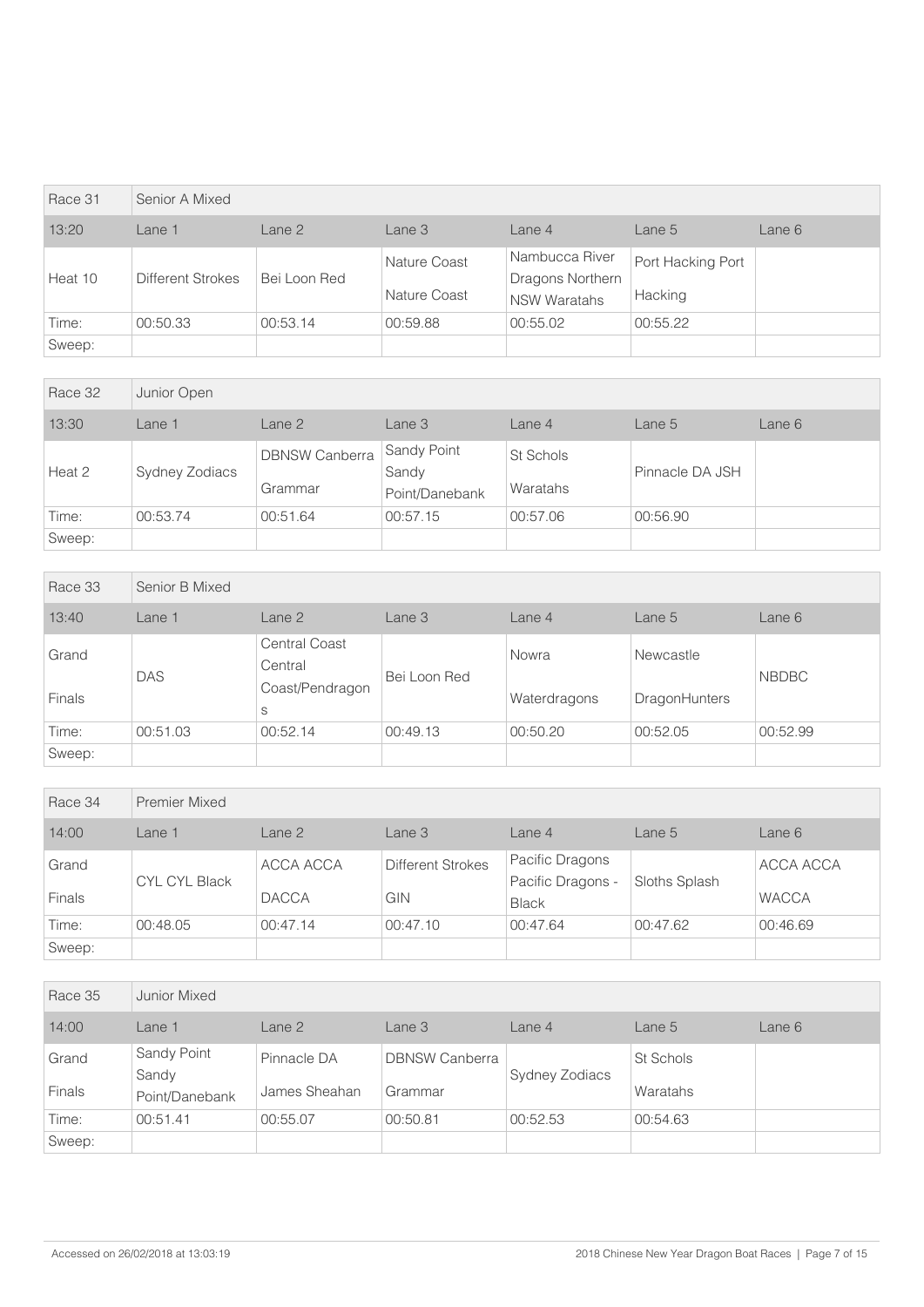| Race 31 | Senior A Mixed | | | | | |
|---|---|---|---|---|---|---|
| 13:20 | Lane 1 | Lane 2 | Lane 3 | Lane 4 | Lane 5 | Lane 6 |
| Heat 10 | Different Strokes | Bei Loon Red | Nature Coast Nature Coast | Nambucca River Dragons Northern NSW Waratahs | Port Hacking Port Hacking | |
| Time: | 00:50.33 | 00:53.14 | 00:59.88 | 00:55.02 | 00:55.22 | |
| Sweep: | | | | | | |

| Race 32 | Junior Open | | | | | |
|---|---|---|---|---|---|---|
| 13:30 | Lane 1 | Lane 2 | Lane 3 | Lane 4 | Lane 5 | Lane 6 |
| Heat 2 | Sydney Zodiacs | DBNSW Canberra Grammar | Sandy Point Sandy Point/Danebank | St Schols Waratahs | Pinnacle DA JSH | |
| Time: | 00:53.74 | 00:51.64 | 00:57.15 | 00:57.06 | 00:56.90 | |
| Sweep: | | | | | | |

| Race 33 | Senior B Mixed | | | | | |
|---|---|---|---|---|---|---|
| 13:40 | Lane 1 | Lane 2 | Lane 3 | Lane 4 | Lane 5 | Lane 6 |
| Grand Finals | DAS | Central Coast Central Coast/Pendragons | Bei Loon Red | Nowra Waterdragons | Newcastle DragonHunters | NBDBC |
| Time: | 00:51.03 | 00:52.14 | 00:49.13 | 00:50.20 | 00:52.05 | 00:52.99 |
| Sweep: | | | | | | |

| Race 34 | Premier Mixed | | | | | |
|---|---|---|---|---|---|---|
| 14:00 | Lane 1 | Lane 2 | Lane 3 | Lane 4 | Lane 5 | Lane 6 |
| Grand Finals | CYL CYL Black | ACCA ACCA DACCA | Different Strokes GIN | Pacific Dragons Pacific Dragons - Black | Sloths Splash | ACCA ACCA WACCA |
| Time: | 00:48.05 | 00:47.14 | 00:47.10 | 00:47.64 | 00:47.62 | 00:46.69 |
| Sweep: | | | | | | |

| Race 35 | Junior Mixed | | | | | |
|---|---|---|---|---|---|---|
| 14:00 | Lane 1 | Lane 2 | Lane 3 | Lane 4 | Lane 5 | Lane 6 |
| Grand Finals | Sandy Point Sandy Point/Danebank | Pinnacle DA James Sheahan | DBNSW Canberra Grammar | Sydney Zodiacs | St Schols Waratahs | |
| Time: | 00:51.41 | 00:55.07 | 00:50.81 | 00:52.53 | 00:54.63 | |
| Sweep: | | | | | | |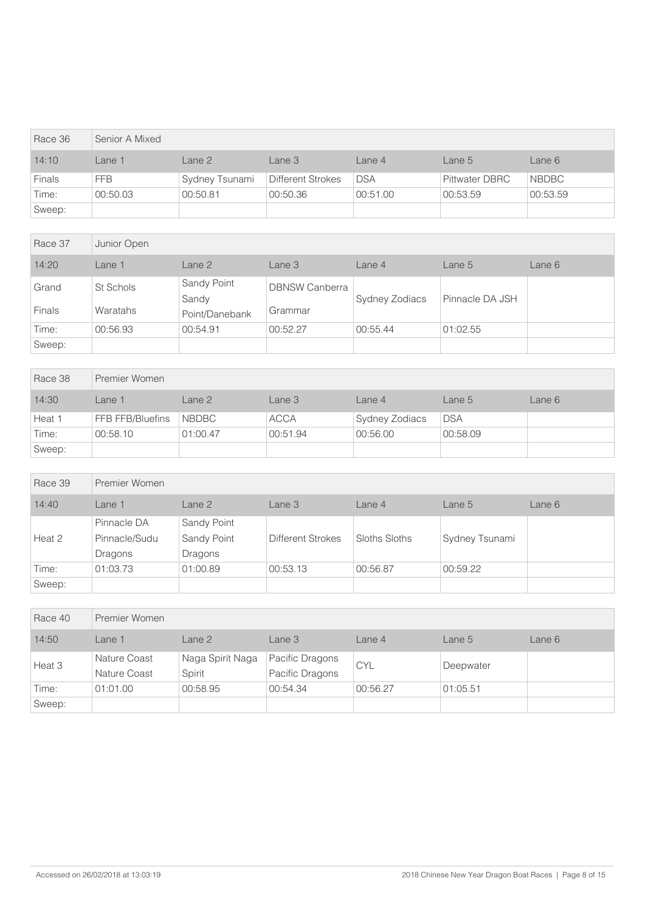| Race 36 | Senior A Mixed | | | | | |
|---|---|---|---|---|---|---|
| 14:10 | Lane 1 | Lane 2 | Lane 3 | Lane 4 | Lane 5 | Lane 6 |
| Finals | FFB | Sydney Tsunami | Different Strokes | DSA | Pittwater DBRC | NBDBC |
| Time: | 00:50.03 | 00:50.81 | 00:50.36 | 00:51.00 | 00:53.59 | 00:53.59 |
| Sweep: | | | | | | |

| Race 37 | Junior Open | | | | | |
|---|---|---|---|---|---|---|
| 14:20 | Lane 1 | Lane 2 | Lane 3 | Lane 4 | Lane 5 | Lane 6 |
| Grand Finals | St Schols Waratahs | Sandy Point Sandy Point/Danebank | DBNSW Canberra Grammar | Sydney Zodiacs | Pinnacle DA JSH | |
| Time: | 00:56.93 | 00:54.91 | 00:52.27 | 00:55.44 | 01:02.55 | |
| Sweep: | | | | | | |

| Race 38 | Premier Women | | | | | |
|---|---|---|---|---|---|---|
| 14:30 | Lane 1 | Lane 2 | Lane 3 | Lane 4 | Lane 5 | Lane 6 |
| Heat 1 | FFB FFB/Bluefins | NBDBC | ACCA | Sydney Zodiacs | DSA | |
| Time: | 00:58.10 | 01:00.47 | 00:51.94 | 00:56.00 | 00:58.09 | |
| Sweep: | | | | | | |

| Race 39 | Premier Women | | | | | |
|---|---|---|---|---|---|---|
| 14:40 | Lane 1 | Lane 2 | Lane 3 | Lane 4 | Lane 5 | Lane 6 |
| Heat 2 | Pinnacle DA Pinnacle/Sudu Dragons | Sandy Point Sandy Point Dragons | Different Strokes | Sloths Sloths | Sydney Tsunami | |
| Time: | 01:03.73 | 01:00.89 | 00:53.13 | 00:56.87 | 00:59.22 | |
| Sweep: | | | | | | |

| Race 40 | Premier Women | | | | | |
|---|---|---|---|---|---|---|
| 14:50 | Lane 1 | Lane 2 | Lane 3 | Lane 4 | Lane 5 | Lane 6 |
| Heat 3 | Nature Coast Nature Coast | Naga Spirit Naga Spirit | Pacific Dragons Pacific Dragons | CYL | Deepwater | |
| Time: | 01:01.00 | 00:58.95 | 00:54.34 | 00:56.27 | 01:05.51 | |
| Sweep: | | | | | | |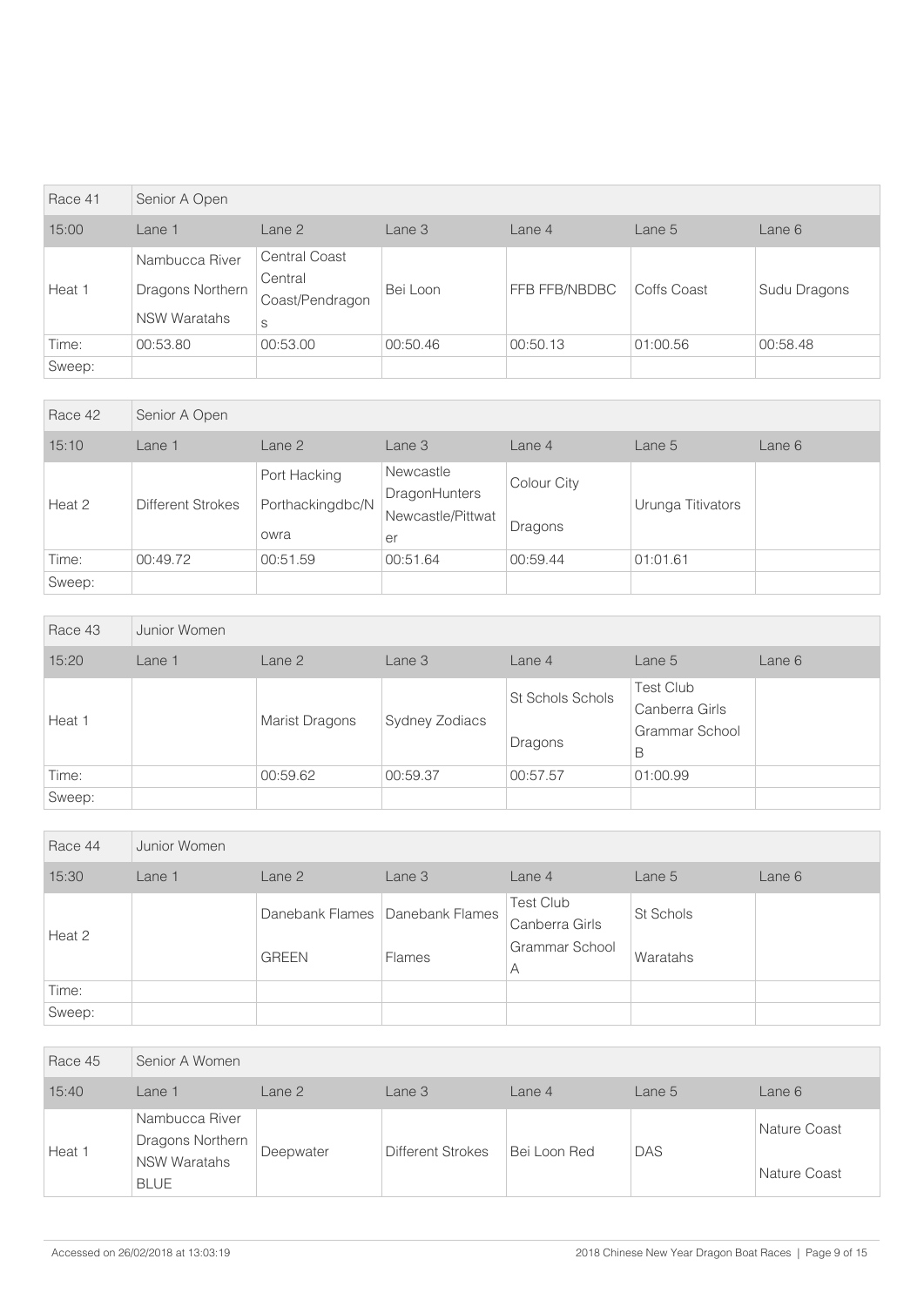| Race 41 | Senior A Open | | | | | |
| --- | --- | --- | --- | --- | --- | --- |
| 15:00 | Lane 1 | Lane 2 | Lane 3 | Lane 4 | Lane 5 | Lane 6 |
| Heat 1 | Nambucca River Dragons Northern NSW Waratahs | Central Coast Central Coast/Pendragons | Bei Loon | FFB FFB/NBDBC | Coffs Coast | Sudu Dragons |
| Time: | 00:53.80 | 00:53.00 | 00:50.46 | 00:50.13 | 01:00.56 | 00:58.48 |
| Sweep: | | | | | | |

| Race 42 | Senior A Open | | | | | |
| --- | --- | --- | --- | --- | --- | --- |
| 15:10 | Lane 1 | Lane 2 | Lane 3 | Lane 4 | Lane 5 | Lane 6 |
| Heat 2 | Different Strokes | Port Hacking Porthackingdbc/Nowra | Newcastle DragonHunters Newcastle/Pittwater | Colour City Dragons | Urunga Titivators | |
| Time: | 00:49.72 | 00:51.59 | 00:51.64 | 00:59.44 | 01:01.61 | |
| Sweep: | | | | | | |

| Race 43 | Junior Women | | | | | |
| --- | --- | --- | --- | --- | --- | --- |
| 15:20 | Lane 1 | Lane 2 | Lane 3 | Lane 4 | Lane 5 | Lane 6 |
| Heat 1 | | Marist Dragons | Sydney Zodiacs | St Schols Schols Dragons | Test Club Canberra Girls Grammar School B | |
| Time: | | 00:59.62 | 00:59.37 | 00:57.57 | 01:00.99 | |
| Sweep: | | | | | | |

| Race 44 | Junior Women | | | | | |
| --- | --- | --- | --- | --- | --- | --- |
| 15:30 | Lane 1 | Lane 2 | Lane 3 | Lane 4 | Lane 5 | Lane 6 |
| Heat 2 | | Danebank Flames GREEN | Danebank Flames Flames | Test Club Canberra Girls Grammar School A | St Schols Waratahs | |
| Time: | | | | | | |
| Sweep: | | | | | | |

| Race 45 | Senior A Women | | | | | |
| --- | --- | --- | --- | --- | --- | --- |
| 15:40 | Lane 1 | Lane 2 | Lane 3 | Lane 4 | Lane 5 | Lane 6 |
| Heat 1 | Nambucca River Dragons Northern NSW Waratahs BLUE | Deepwater | Different Strokes | Bei Loon Red | DAS | Nature Coast Nature Coast |

Accessed on 26/02/2018 at 13:03:19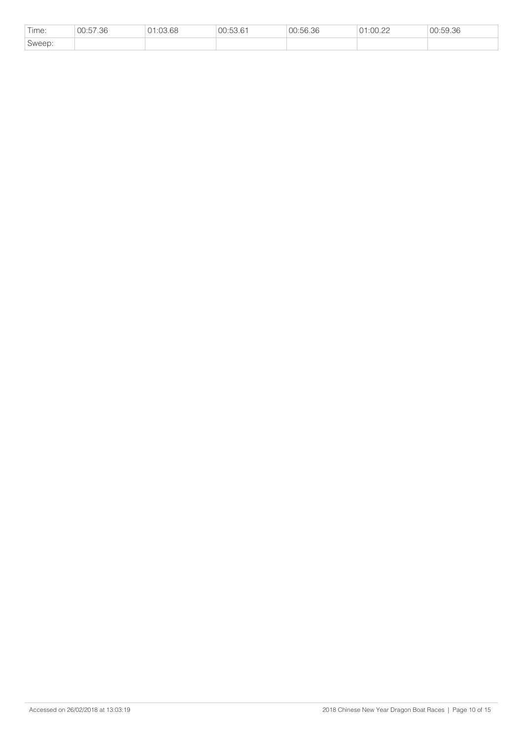| Time: | 00:57.36 | 01:03.68 | 00:53.61 | 00:56.36 | 01:00.22 | 00:59.36 |
| --- | --- | --- | --- | --- | --- | --- |
| Sweep: | | | | | | |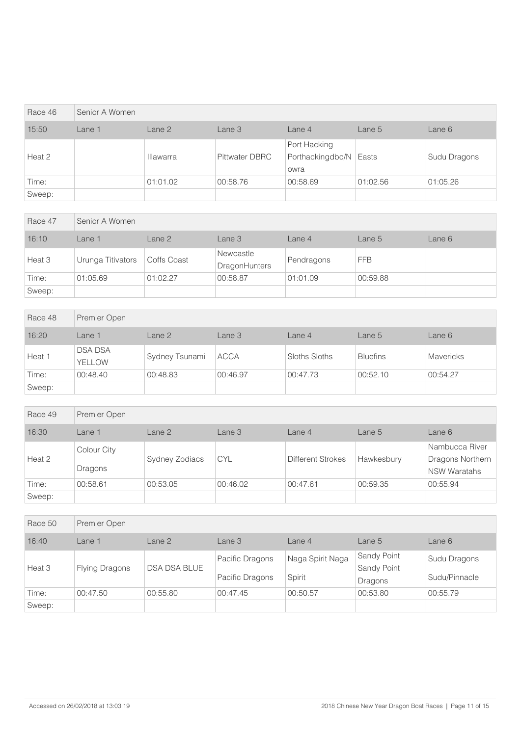| Race 46 | Senior A Women | | | | | |
|---|---|---|---|---|---|---|
| 15:50 | Lane 1 | Lane 2 | Lane 3 | Lane 4 | Lane 5 | Lane 6 |
| Heat 2 | | Illawarra | Pittwater DBRC | Port Hacking Porthackingdbc/Nowra | Easts | Sudu Dragons |
| Time: | | 01:01.02 | 00:58.76 | 00:58.69 | 01:02.56 | 01:05.26 |
| Sweep: | | | | | | |

| Race 47 | Senior A Women | | | | | |
|---|---|---|---|---|---|---|
| 16:10 | Lane 1 | Lane 2 | Lane 3 | Lane 4 | Lane 5 | Lane 6 |
| Heat 3 | Urunga Titivators | Coffs Coast | Newcastle DragonHunters | Pendragons | FFB | |
| Time: | 01:05.69 | 01:02.27 | 00:58.87 | 01:01.09 | 00:59.88 | |
| Sweep: | | | | | | |

| Race 48 | Premier Open | | | | | |
|---|---|---|---|---|---|---|
| 16:20 | Lane 1 | Lane 2 | Lane 3 | Lane 4 | Lane 5 | Lane 6 |
| Heat 1 | DSA DSA YELLOW | Sydney Tsunami | ACCA | Sloths Sloths | Bluefins | Mavericks |
| Time: | 00:48.40 | 00:48.83 | 00:46.97 | 00:47.73 | 00:52.10 | 00:54.27 |
| Sweep: | | | | | | |

| Race 49 | Premier Open | | | | | |
|---|---|---|---|---|---|---|
| 16:30 | Lane 1 | Lane 2 | Lane 3 | Lane 4 | Lane 5 | Lane 6 |
| Heat 2 | Colour City Dragons | Sydney Zodiacs | CYL | Different Strokes | Hawkesbury | Nambucca River Dragons Northern NSW Waratahs |
| Time: | 00:58.61 | 00:53.05 | 00:46.02 | 00:47.61 | 00:59.35 | 00:55.94 |
| Sweep: | | | | | | |

| Race 50 | Premier Open | | | | | |
|---|---|---|---|---|---|---|
| 16:40 | Lane 1 | Lane 2 | Lane 3 | Lane 4 | Lane 5 | Lane 6 |
| Heat 3 | Flying Dragons | DSA DSA BLUE | Pacific Dragons Pacific Dragons | Naga Spirit Naga Spirit | Sandy Point Sandy Point Dragons | Sudu Dragons Sudu/Pinnacle |
| Time: | 00:47.50 | 00:55.80 | 00:47.45 | 00:50.57 | 00:53.80 | 00:55.79 |
| Sweep: | | | | | | |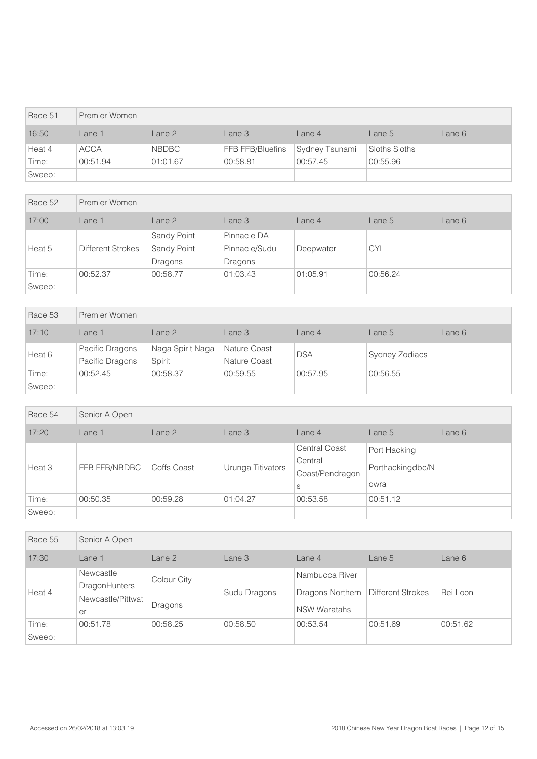| Race 51 | Premier Women | | | | | |
|---|---|---|---|---|---|---|
| 16:50 | Lane 1 | Lane 2 | Lane 3 | Lane 4 | Lane 5 | Lane 6 |
| Heat 4 | ACCA | NBDBC | FFB FFB/Bluefins | Sydney Tsunami | Sloths Sloths | |
| Time: | 00:51.94 | 01:01.67 | 00:58.81 | 00:57.45 | 00:55.96 | |
| Sweep: | | | | | | |

| Race 52 | Premier Women | | | | | |
|---|---|---|---|---|---|---|
| 17:00 | Lane 1 | Lane 2 | Lane 3 | Lane 4 | Lane 5 | Lane 6 |
| Heat 5 | Different Strokes | Sandy Point Sandy Point Dragons | Pinnacle DA Pinnacle/Sudu Dragons | Deepwater | CYL | |
| Time: | 00:52.37 | 00:58.77 | 01:03.43 | 01:05.91 | 00:56.24 | |
| Sweep: | | | | | | |

| Race 53 | Premier Women | | | | | |
|---|---|---|---|---|---|---|
| 17:10 | Lane 1 | Lane 2 | Lane 3 | Lane 4 | Lane 5 | Lane 6 |
| Heat 6 | Pacific Dragons Pacific Dragons | Naga Spirit Naga Spirit | Nature Coast Nature Coast | DSA | Sydney Zodiacs | |
| Time: | 00:52.45 | 00:58.37 | 00:59.55 | 00:57.95 | 00:56.55 | |
| Sweep: | | | | | | |

| Race 54 | Senior A Open | | | | | |
|---|---|---|---|---|---|---|
| 17:20 | Lane 1 | Lane 2 | Lane 3 | Lane 4 | Lane 5 | Lane 6 |
| Heat 3 | FFB FFB/NBDBC | Coffs Coast | Urunga Titivators | Central Coast Central Coast/Pendragons | Port Hacking Porthackingdbc/Nowra | |
| Time: | 00:50.35 | 00:59.28 | 01:04.27 | 00:53.58 | 00:51.12 | |
| Sweep: | | | | | | |

| Race 55 | Senior A Open | | | | | |
|---|---|---|---|---|---|---|
| 17:30 | Lane 1 | Lane 2 | Lane 3 | Lane 4 | Lane 5 | Lane 6 |
| Heat 4 | Newcastle DragonHunters Newcastle/Pittwater | Colour City Dragons | Sudu Dragons | Nambucca River Dragons Northern NSW Waratahs | Different Strokes | Bei Loon |
| Time: | 00:51.78 | 00:58.25 | 00:58.50 | 00:53.54 | 00:51.69 | 00:51.62 |
| Sweep: | | | | | | |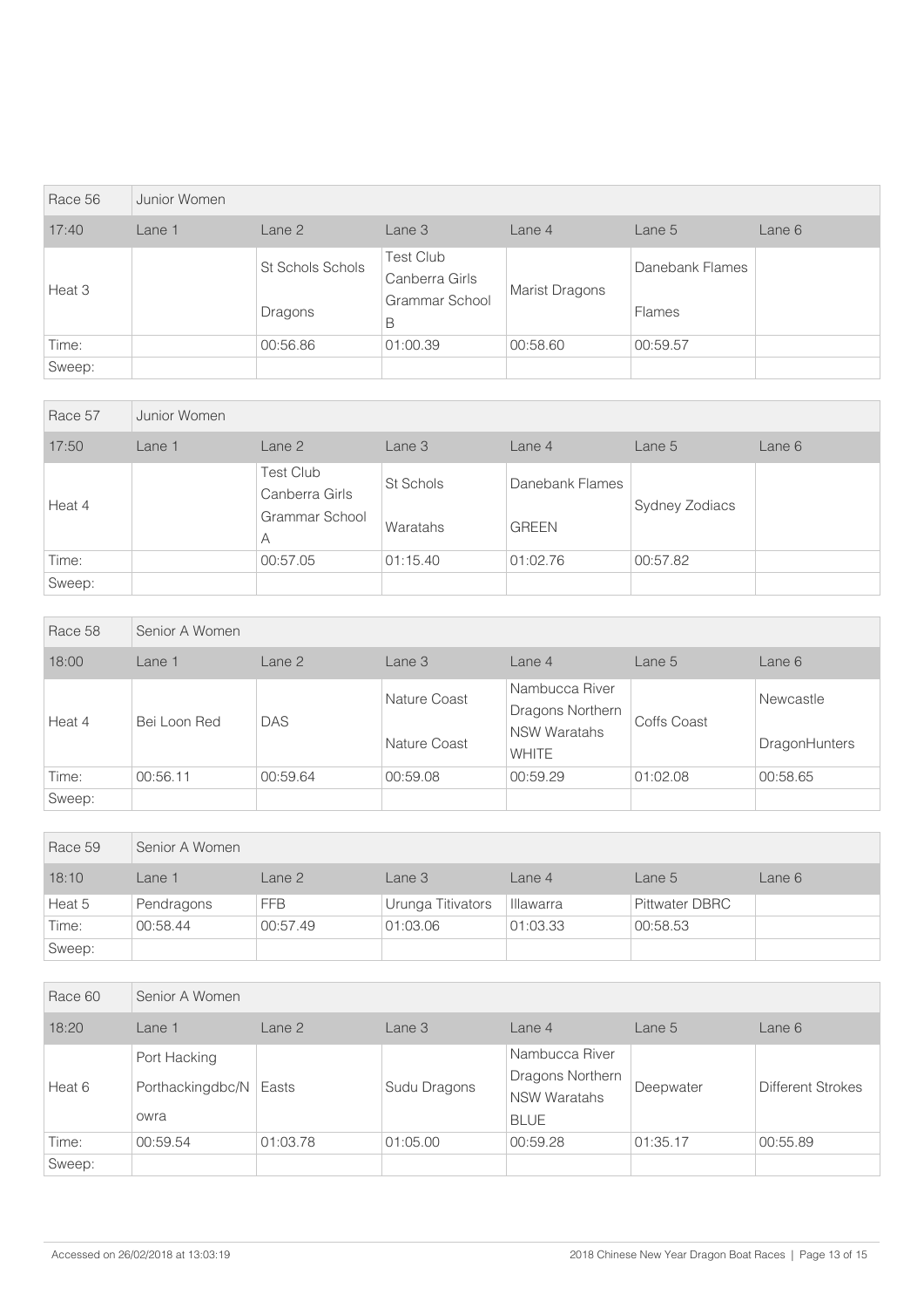| Race 56 | Junior Women | | | | | |
|---|---|---|---|---|---|---|
| 17:40 | Lane 1 | Lane 2 | Lane 3 | Lane 4 | Lane 5 | Lane 6 |
| Heat 3 | | St Schols Schols Dragons | Test Club Canberra Girls Grammar School B | Marist Dragons | Danebank Flames Flames | |
| Time: | | 00:56.86 | 01:00.39 | 00:58.60 | 00:59.57 | |
| Sweep: | | | | | | |

| Race 57 | Junior Women | | | | | |
|---|---|---|---|---|---|---|
| 17:50 | Lane 1 | Lane 2 | Lane 3 | Lane 4 | Lane 5 | Lane 6 |
| Heat 4 | | Test Club Canberra Girls Grammar School A | St Schols Waratahs | Danebank Flames GREEN | Sydney Zodiacs | |
| Time: | | 00:57.05 | 01:15.40 | 01:02.76 | 00:57.82 | |
| Sweep: | | | | | | |

| Race 58 | Senior A Women | | | | | |
|---|---|---|---|---|---|---|
| 18:00 | Lane 1 | Lane 2 | Lane 3 | Lane 4 | Lane 5 | Lane 6 |
| Heat 4 | Bei Loon Red | DAS | Nature Coast Nature Coast | Nambucca River Dragons Northern NSW Waratahs WHITE | Coffs Coast | Newcastle DragonHunters |
| Time: | 00:56.11 | 00:59.64 | 00:59.08 | 00:59.29 | 01:02.08 | 00:58.65 |
| Sweep: | | | | | | |

| Race 59 | Senior A Women | | | | | |
|---|---|---|---|---|---|---|
| 18:10 | Lane 1 | Lane 2 | Lane 3 | Lane 4 | Lane 5 | Lane 6 |
| Heat 5 | Pendragons | FFB | Urunga Titivators | Illawarra | Pittwater DBRC | |
| Time: | 00:58.44 | 00:57.49 | 01:03.06 | 01:03.33 | 00:58.53 | |
| Sweep: | | | | | | |

| Race 60 | Senior A Women | | | | | |
|---|---|---|---|---|---|---|
| 18:20 | Lane 1 | Lane 2 | Lane 3 | Lane 4 | Lane 5 | Lane 6 |
| Heat 6 | Port Hacking Porthackingdbc/Nowra | Easts | Sudu Dragons | Nambucca River Dragons Northern NSW Waratahs BLUE | Deepwater | Different Strokes |
| Time: | 00:59.54 | 01:03.78 | 01:05.00 | 00:59.28 | 01:35.17 | 00:55.89 |
| Sweep: | | | | | | |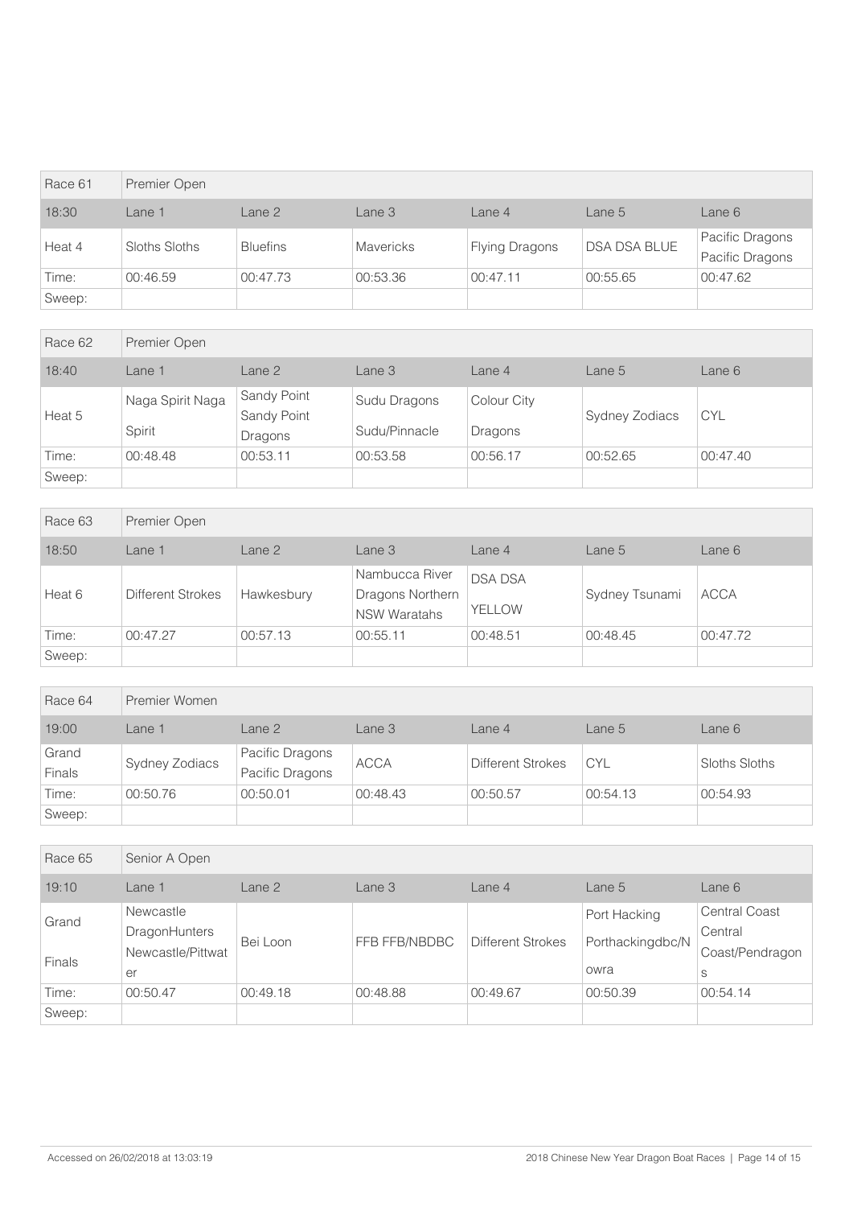| Race 61 | Premier Open | | | | | |
|---|---|---|---|---|---|---|
| 18:30 | Lane 1 | Lane 2 | Lane 3 | Lane 4 | Lane 5 | Lane 6 |
| Heat 4 | Sloths Sloths | Bluefins | Mavericks | Flying Dragons | DSA DSA BLUE | Pacific Dragons Pacific Dragons |
| Time: | 00:46.59 | 00:47.73 | 00:53.36 | 00:47.11 | 00:55.65 | 00:47.62 |
| Sweep: | | | | | | |

| Race 62 | Premier Open | | | | | |
|---|---|---|---|---|---|---|
| 18:40 | Lane 1 | Lane 2 | Lane 3 | Lane 4 | Lane 5 | Lane 6 |
| Heat 5 | Naga Spirit Naga Spirit | Sandy Point Sandy Point Dragons | Sudu Dragons Sudu/Pinnacle | Colour City Dragons | Sydney Zodiacs | CYL |
| Time: | 00:48.48 | 00:53.11 | 00:53.58 | 00:56.17 | 00:52.65 | 00:47.40 |
| Sweep: | | | | | | |

| Race 63 | Premier Open | | | | | |
|---|---|---|---|---|---|---|
| 18:50 | Lane 1 | Lane 2 | Lane 3 | Lane 4 | Lane 5 | Lane 6 |
| Heat 6 | Different Strokes | Hawkesbury | Nambucca River Dragons Northern NSW Waratahs | DSA DSA YELLOW | Sydney Tsunami | ACCA |
| Time: | 00:47.27 | 00:57.13 | 00:55.11 | 00:48.51 | 00:48.45 | 00:47.72 |
| Sweep: | | | | | | |

| Race 64 | Premier Women | | | | | |
|---|---|---|---|---|---|---|
| 19:00 | Lane 1 | Lane 2 | Lane 3 | Lane 4 | Lane 5 | Lane 6 |
| Grand Finals | Sydney Zodiacs | Pacific Dragons Pacific Dragons | ACCA | Different Strokes | CYL | Sloths Sloths |
| Time: | 00:50.76 | 00:50.01 | 00:48.43 | 00:50.57 | 00:54.13 | 00:54.93 |
| Sweep: | | | | | | |

| Race 65 | Senior A Open | | | | | |
|---|---|---|---|---|---|---|
| 19:10 | Lane 1 | Lane 2 | Lane 3 | Lane 4 | Lane 5 | Lane 6 |
| Grand Finals | Newcastle DragonHunters Newcastle/Pittwater | Bei Loon | FFB FFB/NBDBC | Different Strokes | Port Hacking Porthackingdbc/Nowra | Central Coast Central Coast/Pendragons |
| Time: | 00:50.47 | 00:49.18 | 00:48.88 | 00:49.67 | 00:50.39 | 00:54.14 |
| Sweep: | | | | | | |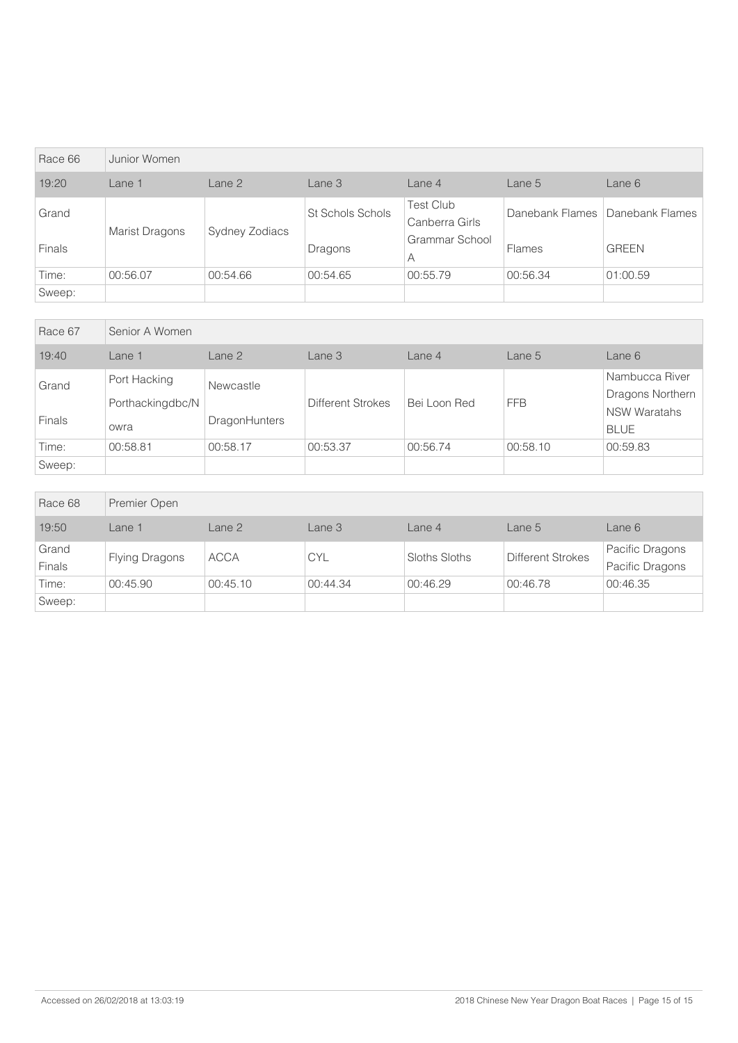| Race 66 | Junior Women | | | | | |
|---|---|---|---|---|---|---|
| 19:20 | Lane 1 | Lane 2 | Lane 3 | Lane 4 | Lane 5 | Lane 6 |
| Grand Finals | Marist Dragons | Sydney Zodiacs | St Schols Schols Dragons | Test Club Canberra Girls Grammar School A | Danebank Flames Flames | Danebank Flames GREEN |
| Time: | 00:56.07 | 00:54.66 | 00:54.65 | 00:55.79 | 00:56.34 | 01:00.59 |
| Sweep: | | | | | | |

| Race 67 | Senior A Women | | | | | |
|---|---|---|---|---|---|---|
| 19:40 | Lane 1 | Lane 2 | Lane 3 | Lane 4 | Lane 5 | Lane 6 |
| Grand Finals | Port Hacking Porthackingdbc/Nowra | Newcastle DragonHunters | Different Strokes | Bei Loon Red | FFB | Nambucca River Dragons Northern NSW Waratahs BLUE |
| Time: | 00:58.81 | 00:58.17 | 00:53.37 | 00:56.74 | 00:58.10 | 00:59.83 |
| Sweep: | | | | | | |

| Race 68 | Premier Open | | | | | |
|---|---|---|---|---|---|---|
| 19:50 | Lane 1 | Lane 2 | Lane 3 | Lane 4 | Lane 5 | Lane 6 |
| Grand Finals | Flying Dragons | ACCA | CYL | Sloths Sloths | Different Strokes | Pacific Dragons Pacific Dragons |
| Time: | 00:45.90 | 00:45.10 | 00:44.34 | 00:46.29 | 00:46.78 | 00:46.35 |
| Sweep: | | | | | | |